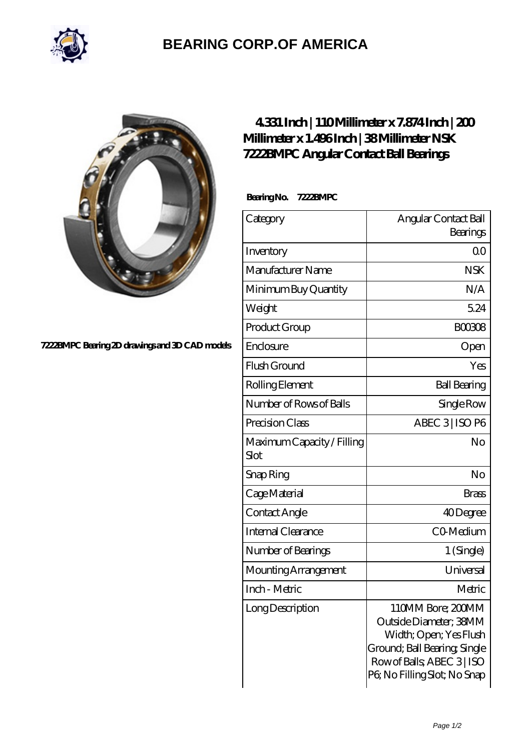# BEARING CORP.OF AMERICA

7222BMPC Bearing 2D drawings and 3D CAD models

## 4.331 Inch | 110 Millimeter x 7.874 Inch | 200 Millimeter x 1.496 Inch | 38 Millimeter NSK 7222BMPC Angular Contact Ball Bearings

**Bearing No. 7222BMPC**

| Category | Angular Contact Ball Bearings |
|---|---|
| Inventory | 0.0 |
| Manufacturer Name | NSK |
| Minimum Buy Quantity | N/A |
| Weight | 5.24 |
| Product Group | B00308 |
| Enclosure | Open |
| Flush Ground | Yes |
| Rolling Element | Ball Bearing |
| Number of Rows of Balls | Single Row |
| Precision Class | ABEC 3 \| ISO P6 |
| Maximum Capacity / Filling Slot | No |
| Snap Ring | No |
| Cage Material | Brass |
| Contact Angle | 40 Degree |
| Internal Clearance | C0-Medium |
| Number of Bearings | 1 (Single) |
| Mounting Arrangement | Universal |
| Inch - Metric | Metric |
| Long Description | 110MM Bore; 200MM Outside Diameter; 38MM Width; Open; Yes Flush Ground; Ball Bearing; Single Row of Balls; ABEC 3 \| ISO P6; No Filling Slot; No Snap |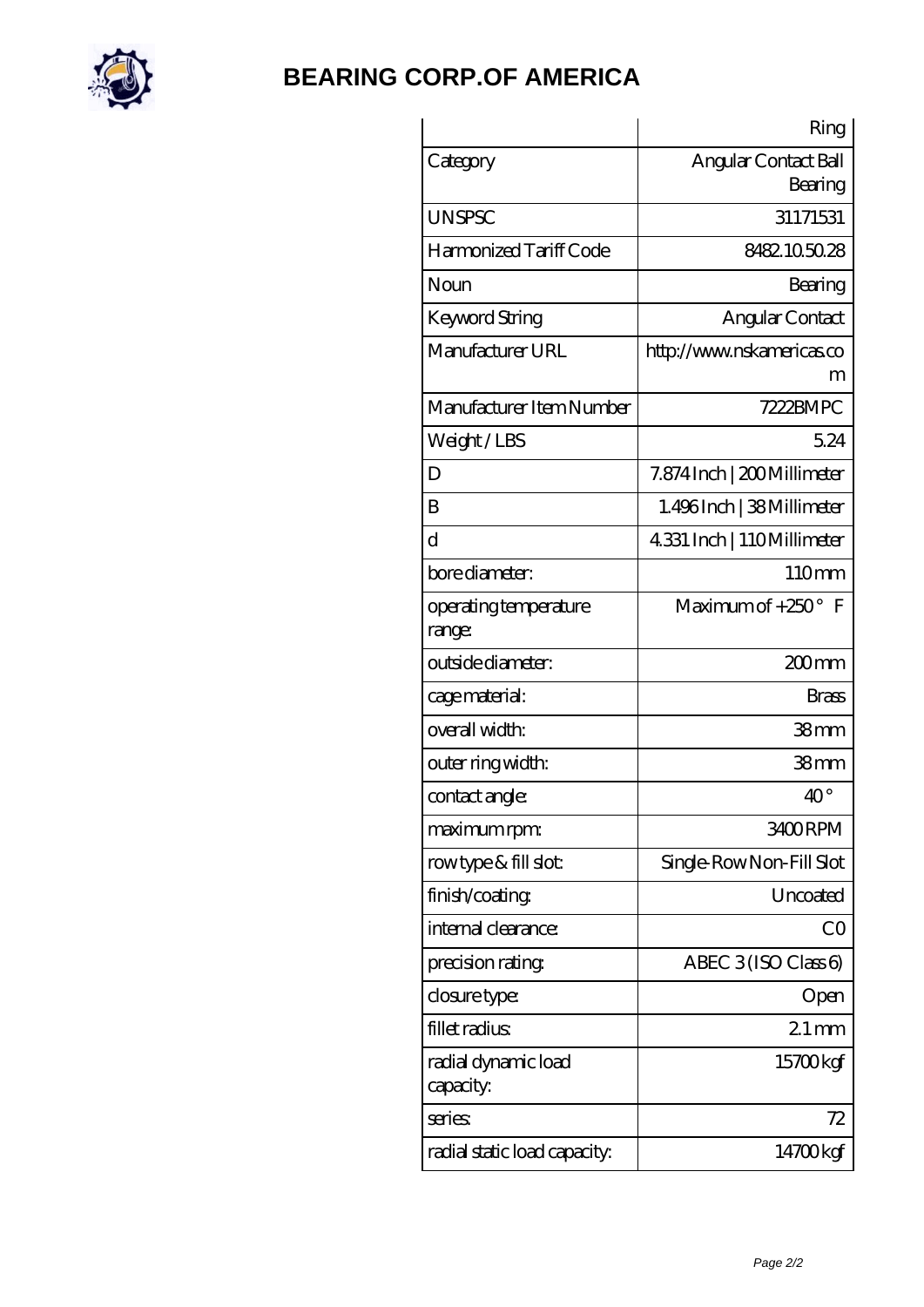# BEARING CORP.OF AMERICA

| | |
|---|---|
| | Ring |
| Category | Angular Contact Ball Bearing |
| UNSPSC | 31171531 |
| Harmonized Tariff Code | 8482.10.50.28 |
| Noun | Bearing |
| Keyword String | Angular Contact |
| Manufacturer URL | http://www.nskamericas.com |
| Manufacturer Item Number | 7222BMPC |
| Weight / LBS | 5.24 |
| D | 7.874 Inch \| 200 Millimeter |
| B | 1.496 Inch \| 38 Millimeter |
| d | 4.331 Inch \| 110 Millimeter |
| bore diameter: | 110 mm |
| operating temperature range: | Maximum of +250 ° F |
| outside diameter: | 200 mm |
| cage material: | Brass |
| overall width: | 38 mm |
| outer ring width: | 38 mm |
| contact angle: | 40 ° |
| maximum rpm: | 3400 RPM |
| row type & fill slot: | Single-Row Non-Fill Slot |
| finish/coating: | Uncoated |
| internal clearance: | C0 |
| precision rating: | ABEC 3 (ISO Class 6) |
| closure type: | Open |
| fillet radius: | 2.1 mm |
| radial dynamic load capacity: | 15700 kgf |
| series: | 72 |
| radial static load capacity: | 14700 kgf |